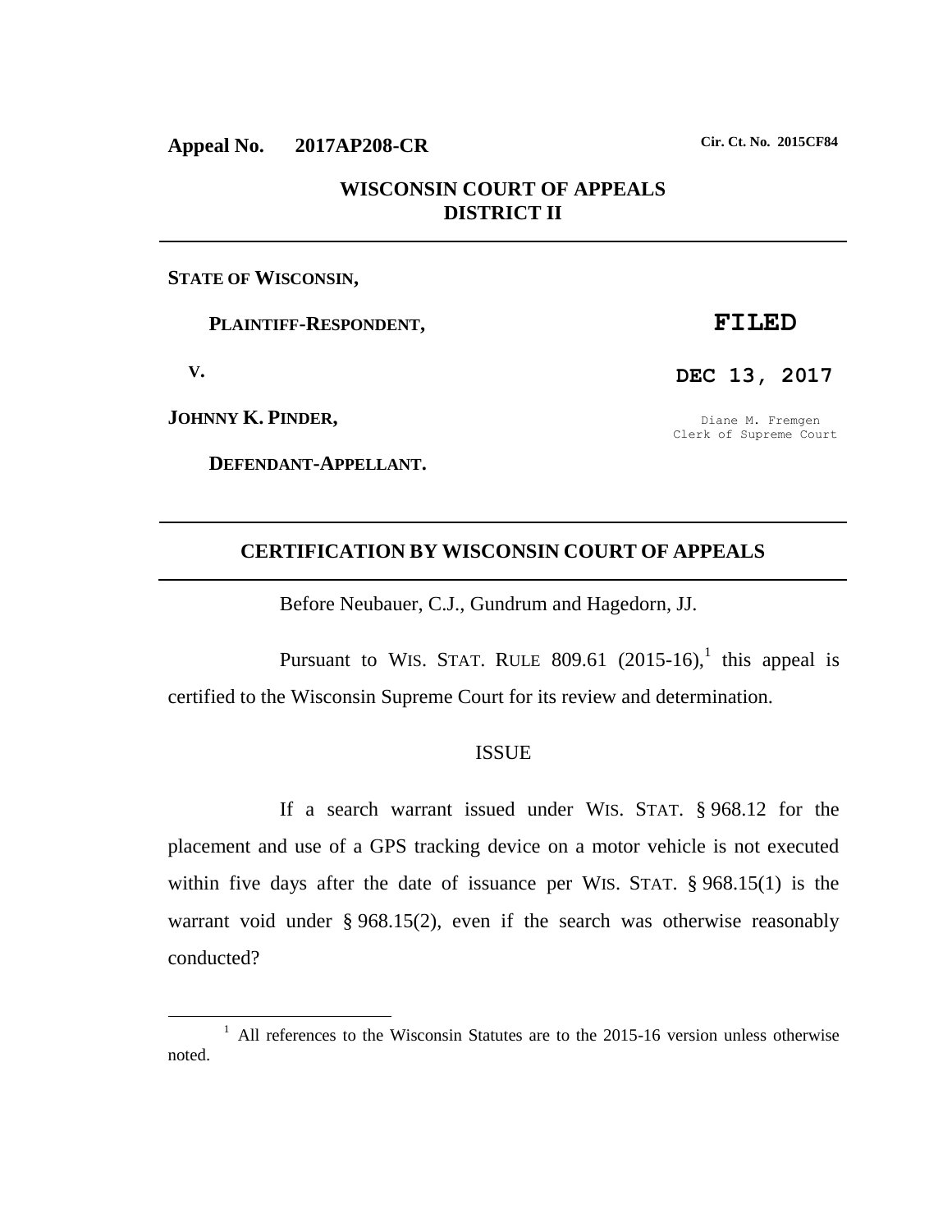**Appeal No. 2017AP208-CR** **Cir. Ct. No. 2015CF84**

**WISCONSIN COURT OF APPEALS**
**DISTRICT II**

---

**STATE OF WISCONSIN,**

**PLAINTIFF-RESPONDENT,**

**V.**

**JOHNNY K. PINDER,**

**DEFENDANT-APPELLANT.**

**FILED**

**DEC 13, 2017**

Diane M. Fremgen
Clerk of Supreme Court

---

## CERTIFICATION BY WISCONSIN COURT OF APPEALS

---

Before Neubauer, C.J., Gundrum and Hagedorn, JJ.

Pursuant to WIS. STAT. RULE 809.61 (2015-16),[1] this appeal is certified to the Wisconsin Supreme Court for its review and determination.

### ISSUE

If a search warrant issued under WIS. STAT. § 968.12 for the placement and use of a GPS tracking device on a motor vehicle is not executed within five days after the date of issuance per WIS. STAT. § 968.15(1) is the warrant void under § 968.15(2), even if the search was otherwise reasonably conducted?

---

[1] All references to the Wisconsin Statutes are to the 2015-16 version unless otherwise noted.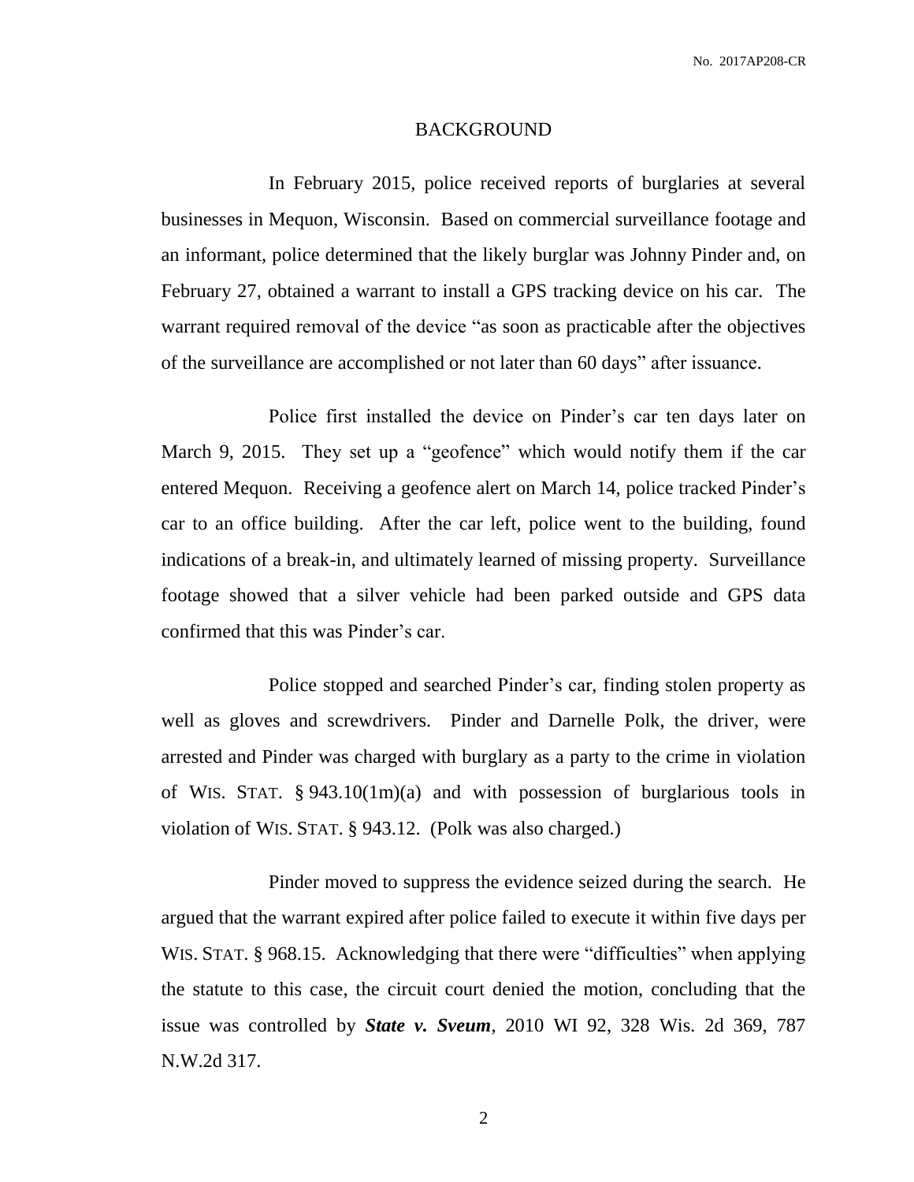## BACKGROUND

In February 2015, police received reports of burglaries at several businesses in Mequon, Wisconsin. Based on commercial surveillance footage and an informant, police determined that the likely burglar was Johnny Pinder and, on February 27, obtained a warrant to install a GPS tracking device on his car. The warrant required removal of the device "as soon as practicable after the objectives of the surveillance are accomplished or not later than 60 days" after issuance.

Police first installed the device on Pinder's car ten days later on March 9, 2015. They set up a "geofence" which would notify them if the car entered Mequon. Receiving a geofence alert on March 14, police tracked Pinder's car to an office building. After the car left, police went to the building, found indications of a break-in, and ultimately learned of missing property. Surveillance footage showed that a silver vehicle had been parked outside and GPS data confirmed that this was Pinder's car.

Police stopped and searched Pinder's car, finding stolen property as well as gloves and screwdrivers. Pinder and Darnelle Polk, the driver, were arrested and Pinder was charged with burglary as a party to the crime in violation of WIS. STAT. § 943.10(1m)(a) and with possession of burglarious tools in violation of WIS. STAT. § 943.12. (Polk was also charged.)

Pinder moved to suppress the evidence seized during the search. He argued that the warrant expired after police failed to execute it within five days per WIS. STAT. § 968.15. Acknowledging that there were "difficulties" when applying the statute to this case, the circuit court denied the motion, concluding that the issue was controlled by ***State v. Sveum***, 2010 WI 92, 328 Wis. 2d 369, 787 N.W.2d 317.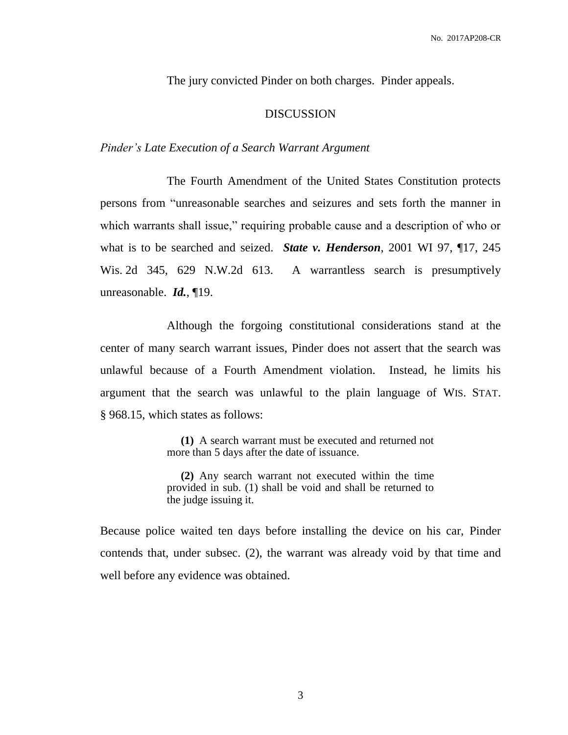The jury convicted Pinder on both charges. Pinder appeals.

DISCUSSION

*Pinder's Late Execution of a Search Warrant Argument*

The Fourth Amendment of the United States Constitution protects persons from "unreasonable searches and seizures and sets forth the manner in which warrants shall issue," requiring probable cause and a description of who or what is to be searched and seized. ***State v. Henderson***, 2001 WI 97, ¶17, 245 Wis. 2d 345, 629 N.W.2d 613. A warrantless search is presumptively unreasonable. ***Id.***, ¶19.

Although the forgoing constitutional considerations stand at the center of many search warrant issues, Pinder does not assert that the search was unlawful because of a Fourth Amendment violation. Instead, he limits his argument that the search was unlawful to the plain language of WIS. STAT. § 968.15, which states as follows:

> **(1)** A search warrant must be executed and returned not more than 5 days after the date of issuance.
>
> **(2)** Any search warrant not executed within the time provided in sub. (1) shall be void and shall be returned to the judge issuing it.

Because police waited ten days before installing the device on his car, Pinder contends that, under subsec. (2), the warrant was already void by that time and well before any evidence was obtained.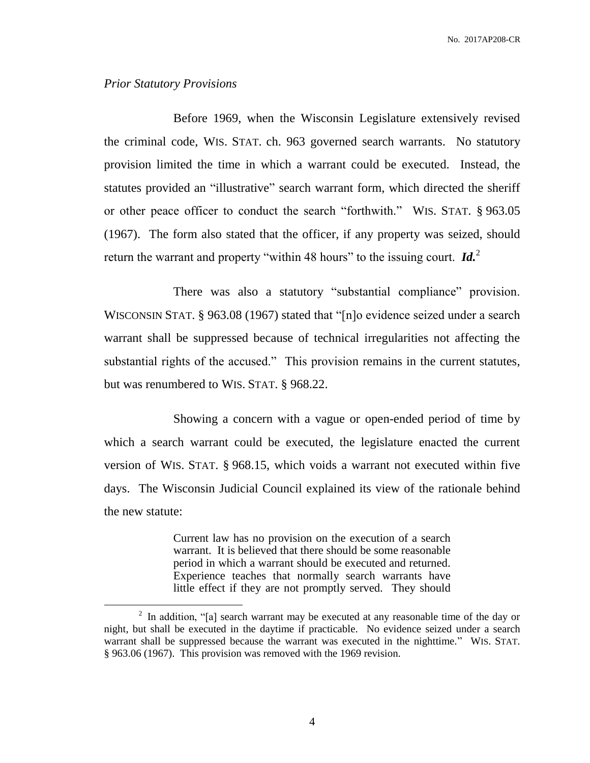*Prior Statutory Provisions*

Before 1969, when the Wisconsin Legislature extensively revised the criminal code, WIS. STAT. ch. 963 governed search warrants. No statutory provision limited the time in which a warrant could be executed. Instead, the statutes provided an "illustrative" search warrant form, which directed the sheriff or other peace officer to conduct the search "forthwith." WIS. STAT. § 963.05 (1967). The form also stated that the officer, if any property was seized, should return the warrant and property "within 48 hours" to the issuing court. ***Id.***[2]

There was also a statutory "substantial compliance" provision. WISCONSIN STAT. § 963.08 (1967) stated that "[n]o evidence seized under a search warrant shall be suppressed because of technical irregularities not affecting the substantial rights of the accused." This provision remains in the current statutes, but was renumbered to WIS. STAT. § 968.22.

Showing a concern with a vague or open-ended period of time by which a search warrant could be executed, the legislature enacted the current version of WIS. STAT. § 968.15, which voids a warrant not executed within five days. The Wisconsin Judicial Council explained its view of the rationale behind the new statute:

> Current law has no provision on the execution of a search warrant. It is believed that there should be some reasonable period in which a warrant should be executed and returned. Experience teaches that normally search warrants have little effect if they are not promptly served. They should

---

[2] In addition, "[a] search warrant may be executed at any reasonable time of the day or night, but shall be executed in the daytime if practicable. No evidence seized under a search warrant shall be suppressed because the warrant was executed in the nighttime." WIS. STAT. § 963.06 (1967). This provision was removed with the 1969 revision.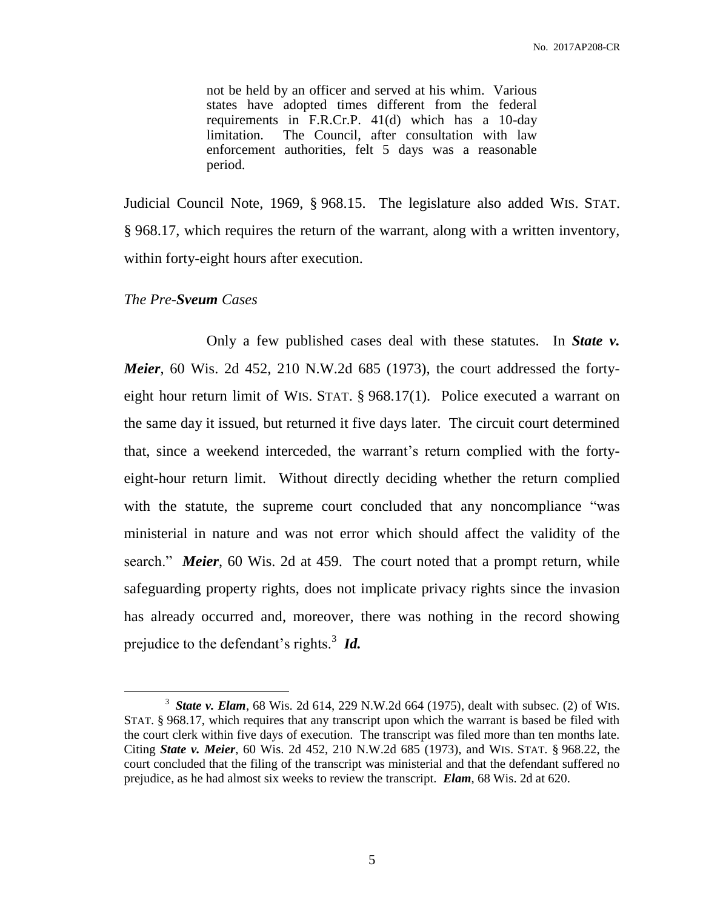> not be held by an officer and served at his whim. Various states have adopted times different from the federal requirements in F.R.Cr.P. 41(d) which has a 10-day limitation. The Council, after consultation with law enforcement authorities, felt 5 days was a reasonable period.

Judicial Council Note, 1969, § 968.15. The legislature also added WIS. STAT. § 968.17, which requires the return of the warrant, along with a written inventory, within forty-eight hours after execution.

*The Pre-**Sveum** Cases*

Only a few published cases deal with these statutes. In ***State v. Meier***, 60 Wis. 2d 452, 210 N.W.2d 685 (1973), the court addressed the forty-eight hour return limit of WIS. STAT. § 968.17(1). Police executed a warrant on the same day it issued, but returned it five days later. The circuit court determined that, since a weekend interceded, the warrant's return complied with the forty-eight-hour return limit. Without directly deciding whether the return complied with the statute, the supreme court concluded that any noncompliance "was ministerial in nature and was not error which should affect the validity of the search." ***Meier***, 60 Wis. 2d at 459. The court noted that a prompt return, while safeguarding property rights, does not implicate privacy rights since the invasion has already occurred and, moreover, there was nothing in the record showing prejudice to the defendant's rights.[3] ***Id.***

[3] ***State v. Elam***, 68 Wis. 2d 614, 229 N.W.2d 664 (1975), dealt with subsec. (2) of WIS. STAT. § 968.17, which requires that any transcript upon which the warrant is based be filed with the court clerk within five days of execution. The transcript was filed more than ten months late. Citing ***State v. Meier***, 60 Wis. 2d 452, 210 N.W.2d 685 (1973), and WIS. STAT. § 968.22, the court concluded that the filing of the transcript was ministerial and that the defendant suffered no prejudice, as he had almost six weeks to review the transcript. ***Elam***, 68 Wis. 2d at 620.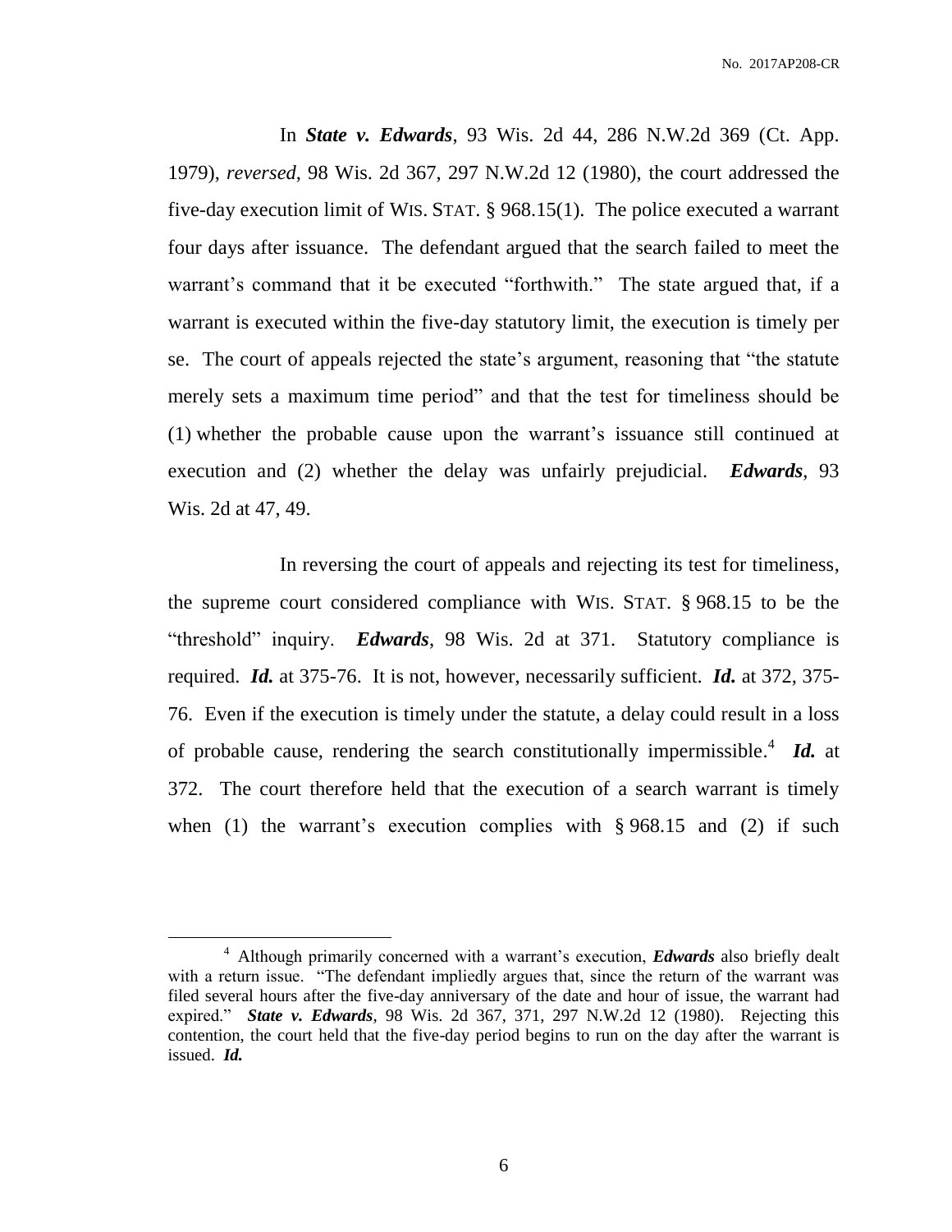In ***State v. Edwards***, 93 Wis. 2d 44, 286 N.W.2d 369 (Ct. App. 1979), *reversed*, 98 Wis. 2d 367, 297 N.W.2d 12 (1980), the court addressed the five-day execution limit of WIS. STAT. § 968.15(1). The police executed a warrant four days after issuance. The defendant argued that the search failed to meet the warrant's command that it be executed "forthwith." The state argued that, if a warrant is executed within the five-day statutory limit, the execution is timely per se. The court of appeals rejected the state's argument, reasoning that "the statute merely sets a maximum time period" and that the test for timeliness should be (1) whether the probable cause upon the warrant's issuance still continued at execution and (2) whether the delay was unfairly prejudicial. ***Edwards***, 93 Wis. 2d at 47, 49.

In reversing the court of appeals and rejecting its test for timeliness, the supreme court considered compliance with WIS. STAT. § 968.15 to be the "threshold" inquiry. ***Edwards***, 98 Wis. 2d at 371. Statutory compliance is required. ***Id.*** at 375-76. It is not, however, necessarily sufficient. ***Id.*** at 372, 375-76. Even if the execution is timely under the statute, a delay could result in a loss of probable cause, rendering the search constitutionally impermissible.[4] ***Id.*** at 372. The court therefore held that the execution of a search warrant is timely when (1) the warrant's execution complies with § 968.15 and (2) if such

---

[4] Although primarily concerned with a warrant's execution, ***Edwards*** also briefly dealt with a return issue. "The defendant impliedly argues that, since the return of the warrant was filed several hours after the five-day anniversary of the date and hour of issue, the warrant had expired." ***State v. Edwards***, 98 Wis. 2d 367, 371, 297 N.W.2d 12 (1980). Rejecting this contention, the court held that the five-day period begins to run on the day after the warrant is issued. ***Id.***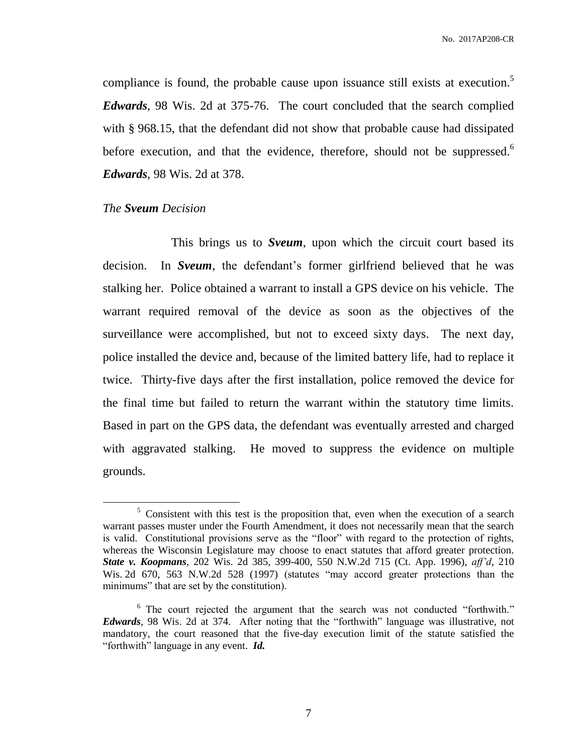compliance is found, the probable cause upon issuance still exists at execution.[5] ***Edwards***, 98 Wis. 2d at 375-76. The court concluded that the search complied with § 968.15, that the defendant did not show that probable cause had dissipated before execution, and that the evidence, therefore, should not be suppressed.[6] ***Edwards***, 98 Wis. 2d at 378.

### *The **Sveum** Decision*

This brings us to ***Sveum***, upon which the circuit court based its decision. In ***Sveum***, the defendant's former girlfriend believed that he was stalking her. Police obtained a warrant to install a GPS device on his vehicle. The warrant required removal of the device as soon as the objectives of the surveillance were accomplished, but not to exceed sixty days. The next day, police installed the device and, because of the limited battery life, had to replace it twice. Thirty-five days after the first installation, police removed the device for the final time but failed to return the warrant within the statutory time limits. Based in part on the GPS data, the defendant was eventually arrested and charged with aggravated stalking. He moved to suppress the evidence on multiple grounds.

---

[5] Consistent with this test is the proposition that, even when the execution of a search warrant passes muster under the Fourth Amendment, it does not necessarily mean that the search is valid. Constitutional provisions serve as the "floor" with regard to the protection of rights, whereas the Wisconsin Legislature may choose to enact statutes that afford greater protection. ***State v. Koopmans***, 202 Wis. 2d 385, 399-400, 550 N.W.2d 715 (Ct. App. 1996), *aff'd*, 210 Wis. 2d 670, 563 N.W.2d 528 (1997) (statutes "may accord greater protections than the minimums" that are set by the constitution).

[6] The court rejected the argument that the search was not conducted "forthwith." ***Edwards***, 98 Wis. 2d at 374. After noting that the "forthwith" language was illustrative, not mandatory, the court reasoned that the five-day execution limit of the statute satisfied the "forthwith" language in any event. ***Id.***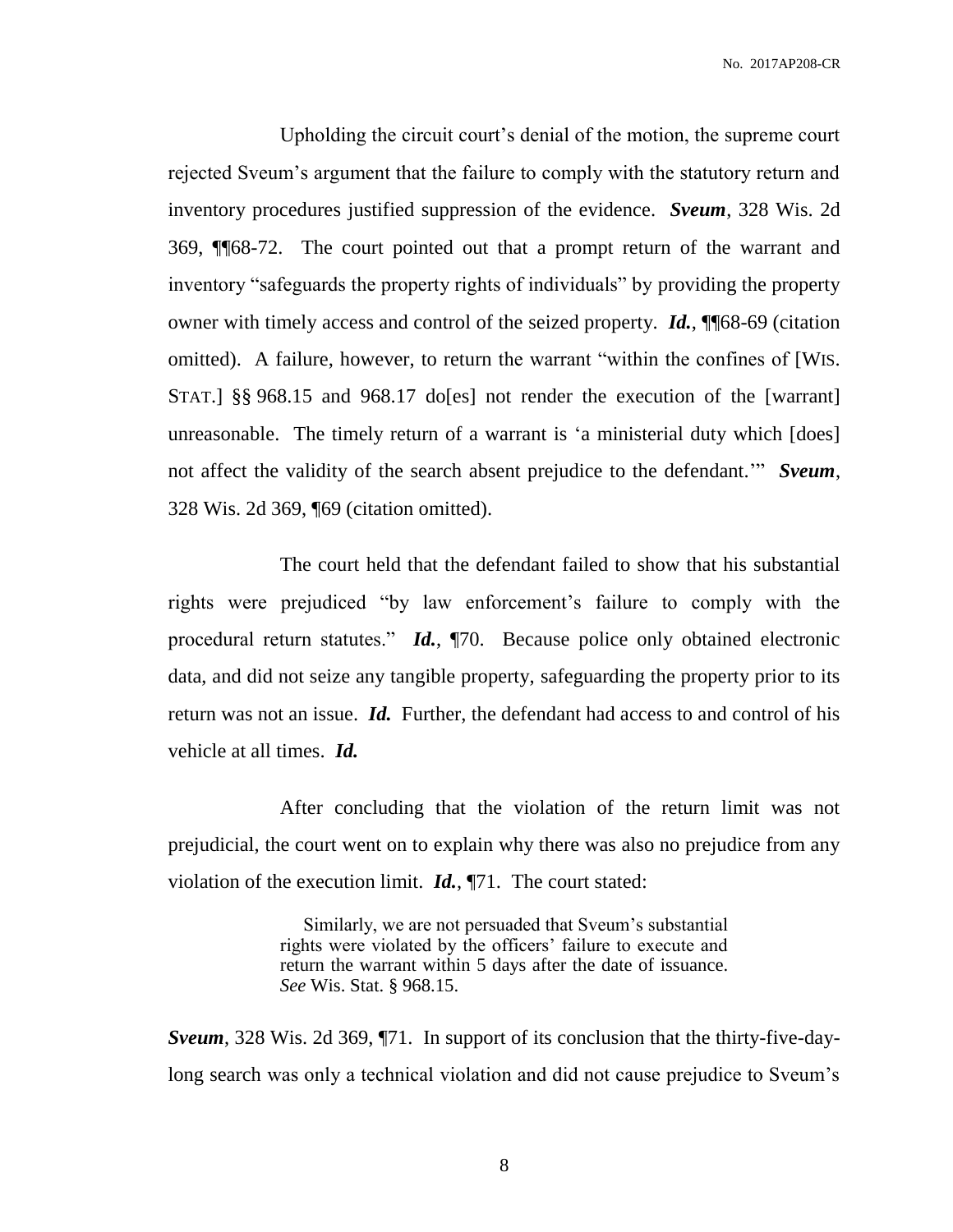Upholding the circuit court's denial of the motion, the supreme court rejected Sveum's argument that the failure to comply with the statutory return and inventory procedures justified suppression of the evidence. ***Sveum***, 328 Wis. 2d 369, ¶¶68-72. The court pointed out that a prompt return of the warrant and inventory "safeguards the property rights of individuals" by providing the property owner with timely access and control of the seized property. ***Id.***, ¶¶68-69 (citation omitted). A failure, however, to return the warrant "within the confines of [WIS. STAT.] §§ 968.15 and 968.17 do[es] not render the execution of the [warrant] unreasonable. The timely return of a warrant is 'a ministerial duty which [does] not affect the validity of the search absent prejudice to the defendant.'" ***Sveum***, 328 Wis. 2d 369, ¶69 (citation omitted).

The court held that the defendant failed to show that his substantial rights were prejudiced "by law enforcement's failure to comply with the procedural return statutes." ***Id.***, ¶70. Because police only obtained electronic data, and did not seize any tangible property, safeguarding the property prior to its return was not an issue. ***Id.*** Further, the defendant had access to and control of his vehicle at all times. ***Id.***

After concluding that the violation of the return limit was not prejudicial, the court went on to explain why there was also no prejudice from any violation of the execution limit. ***Id.***, ¶71. The court stated:

> Similarly, we are not persuaded that Sveum's substantial rights were violated by the officers' failure to execute and return the warrant within 5 days after the date of issuance. *See* Wis. Stat. § 968.15.

***Sveum***, 328 Wis. 2d 369, ¶71. In support of its conclusion that the thirty-five-day-long search was only a technical violation and did not cause prejudice to Sveum's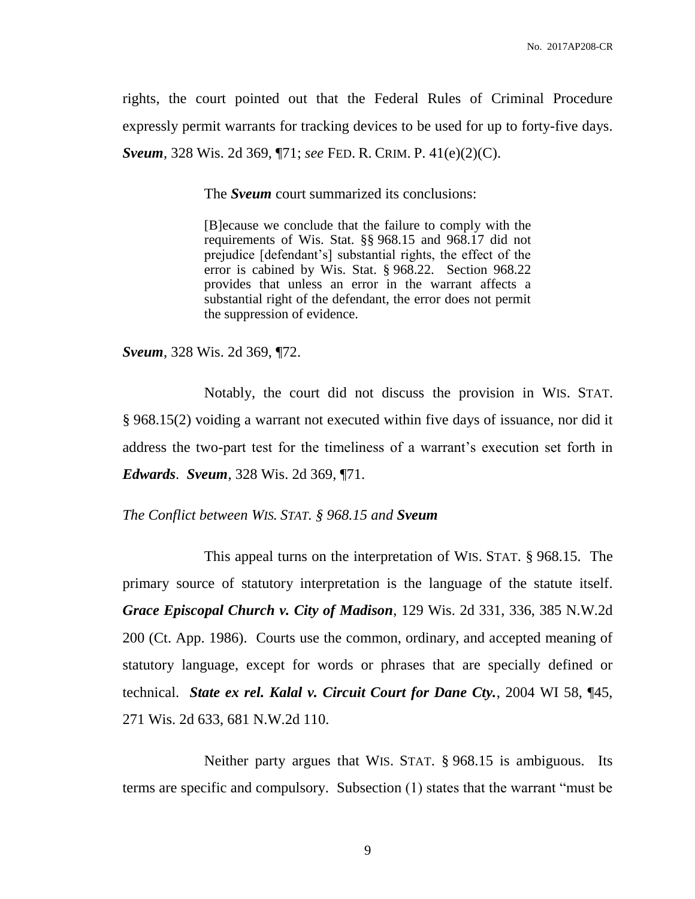rights, the court pointed out that the Federal Rules of Criminal Procedure expressly permit warrants for tracking devices to be used for up to forty-five days. ***Sveum***, 328 Wis. 2d 369, ¶71; *see* FED. R. CRIM. P. 41(e)(2)(C).

The ***Sveum*** court summarized its conclusions:

> [B]ecause we conclude that the failure to comply with the requirements of Wis. Stat. §§ 968.15 and 968.17 did not prejudice [defendant's] substantial rights, the effect of the error is cabined by Wis. Stat. § 968.22. Section 968.22 provides that unless an error in the warrant affects a substantial right of the defendant, the error does not permit the suppression of evidence.

***Sveum***, 328 Wis. 2d 369, ¶72.

Notably, the court did not discuss the provision in WIS. STAT. § 968.15(2) voiding a warrant not executed within five days of issuance, nor did it address the two-part test for the timeliness of a warrant's execution set forth in ***Edwards***. ***Sveum***, 328 Wis. 2d 369, ¶71.

*The Conflict between WIS. STAT. § 968.15 and* ***Sveum***

This appeal turns on the interpretation of WIS. STAT. § 968.15. The primary source of statutory interpretation is the language of the statute itself. ***Grace Episcopal Church v. City of Madison***, 129 Wis. 2d 331, 336, 385 N.W.2d 200 (Ct. App. 1986). Courts use the common, ordinary, and accepted meaning of statutory language, except for words or phrases that are specially defined or technical. ***State ex rel. Kalal v. Circuit Court for Dane Cty.***, 2004 WI 58, ¶45, 271 Wis. 2d 633, 681 N.W.2d 110.

Neither party argues that WIS. STAT. § 968.15 is ambiguous. Its terms are specific and compulsory. Subsection (1) states that the warrant "must be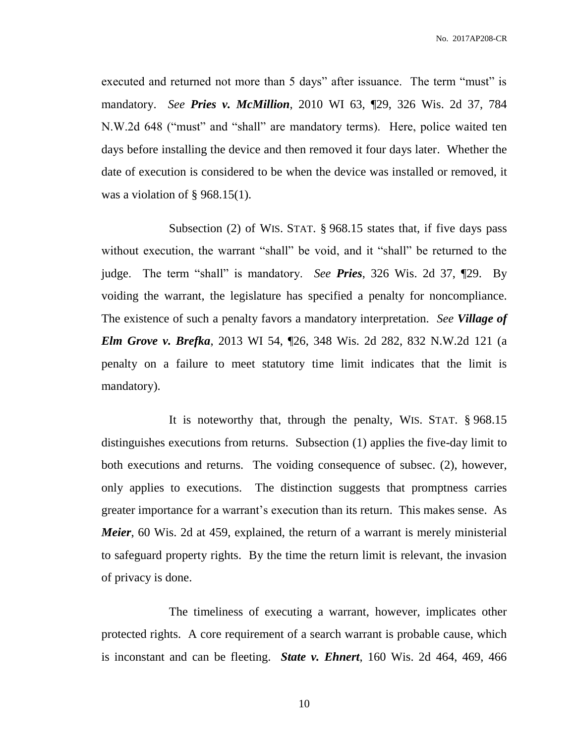executed and returned not more than 5 days" after issuance. The term "must" is mandatory. *See* ***Pries v. McMillion***, 2010 WI 63, ¶29, 326 Wis. 2d 37, 784 N.W.2d 648 ("must" and "shall" are mandatory terms). Here, police waited ten days before installing the device and then removed it four days later. Whether the date of execution is considered to be when the device was installed or removed, it was a violation of § 968.15(1).

Subsection (2) of WIS. STAT. § 968.15 states that, if five days pass without execution, the warrant "shall" be void, and it "shall" be returned to the judge. The term "shall" is mandatory. *See* ***Pries***, 326 Wis. 2d 37, ¶29. By voiding the warrant, the legislature has specified a penalty for noncompliance. The existence of such a penalty favors a mandatory interpretation. *See* ***Village of Elm Grove v. Brefka***, 2013 WI 54, ¶26, 348 Wis. 2d 282, 832 N.W.2d 121 (a penalty on a failure to meet statutory time limit indicates that the limit is mandatory).

It is noteworthy that, through the penalty, WIS. STAT. § 968.15 distinguishes executions from returns. Subsection (1) applies the five-day limit to both executions and returns. The voiding consequence of subsec. (2), however, only applies to executions. The distinction suggests that promptness carries greater importance for a warrant's execution than its return. This makes sense. As ***Meier***, 60 Wis. 2d at 459, explained, the return of a warrant is merely ministerial to safeguard property rights. By the time the return limit is relevant, the invasion of privacy is done.

The timeliness of executing a warrant, however, implicates other protected rights. A core requirement of a search warrant is probable cause, which is inconstant and can be fleeting. ***State v. Ehnert***, 160 Wis. 2d 464, 469, 466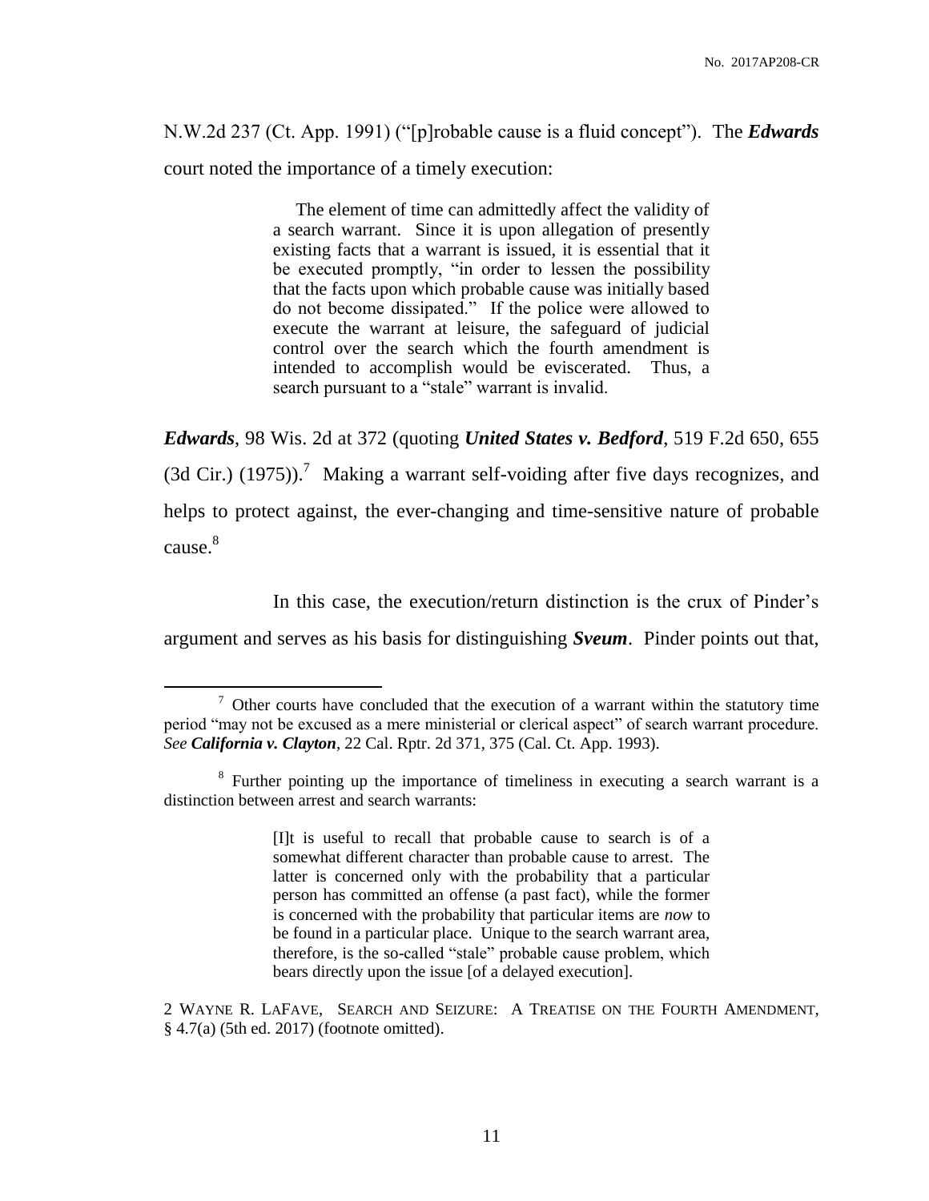N.W.2d 237 (Ct. App. 1991) ("[p]robable cause is a fluid concept"). The ***Edwards*** court noted the importance of a timely execution:

> The element of time can admittedly affect the validity of a search warrant. Since it is upon allegation of presently existing facts that a warrant is issued, it is essential that it be executed promptly, "in order to lessen the possibility that the facts upon which probable cause was initially based do not become dissipated." If the police were allowed to execute the warrant at leisure, the safeguard of judicial control over the search which the fourth amendment is intended to accomplish would be eviscerated. Thus, a search pursuant to a "stale" warrant is invalid.

***Edwards***, 98 Wis. 2d at 372 (quoting ***United States v. Bedford***, 519 F.2d 650, 655 (3d Cir.) (1975)).[7] Making a warrant self-voiding after five days recognizes, and helps to protect against, the ever-changing and time-sensitive nature of probable cause.[8]

In this case, the execution/return distinction is the crux of Pinder's argument and serves as his basis for distinguishing ***Sveum***. Pinder points out that,

---

[7] Other courts have concluded that the execution of a warrant within the statutory time period "may not be excused as a mere ministerial or clerical aspect" of search warrant procedure. *See* ***California v. Clayton***, 22 Cal. Rptr. 2d 371, 375 (Cal. Ct. App. 1993).

[8] Further pointing up the importance of timeliness in executing a search warrant is a distinction between arrest and search warrants:

> [I]t is useful to recall that probable cause to search is of a somewhat different character than probable cause to arrest. The latter is concerned only with the probability that a particular person has committed an offense (a past fact), while the former is concerned with the probability that particular items are *now* to be found in a particular place. Unique to the search warrant area, therefore, is the so-called "stale" probable cause problem, which bears directly upon the issue [of a delayed execution].

2 WAYNE R. LAFAVE, SEARCH AND SEIZURE: A TREATISE ON THE FOURTH AMENDMENT, § 4.7(a) (5th ed. 2017) (footnote omitted).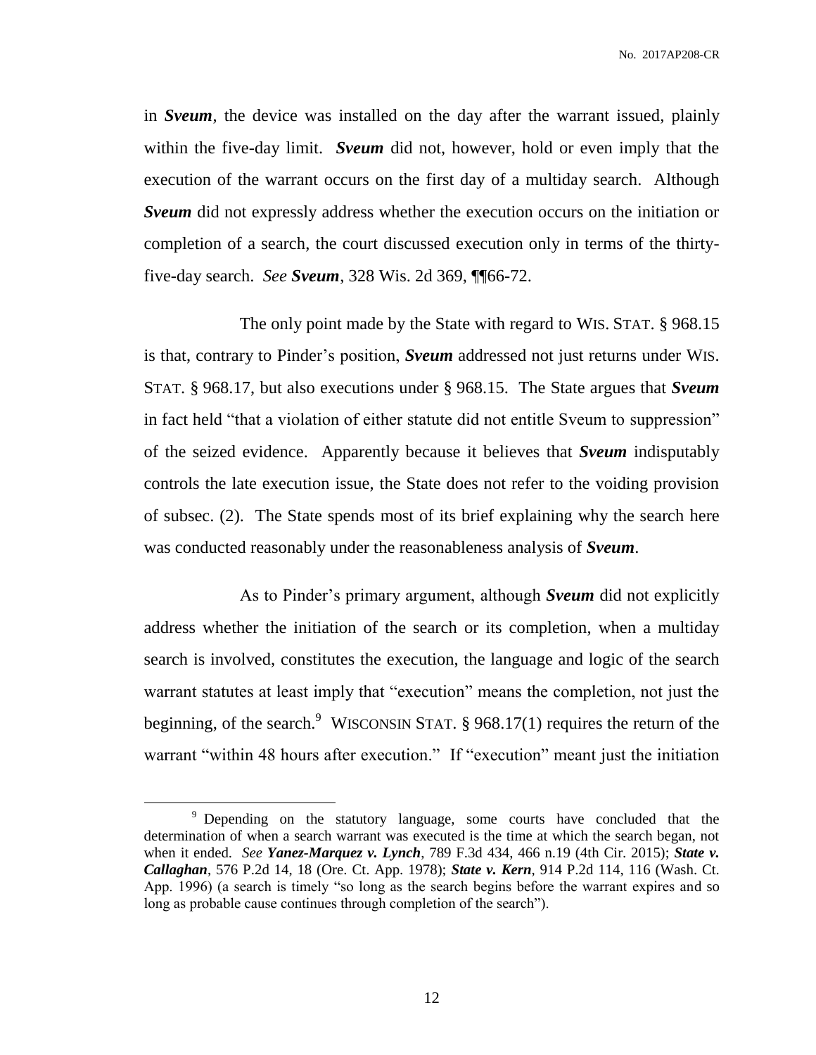in ***Sveum***, the device was installed on the day after the warrant issued, plainly within the five-day limit. ***Sveum*** did not, however, hold or even imply that the execution of the warrant occurs on the first day of a multiday search. Although ***Sveum*** did not expressly address whether the execution occurs on the initiation or completion of a search, the court discussed execution only in terms of the thirty-five-day search. *See* ***Sveum***, 328 Wis. 2d 369, ¶¶66-72.

The only point made by the State with regard to WIS. STAT. § 968.15 is that, contrary to Pinder's position, ***Sveum*** addressed not just returns under WIS. STAT. § 968.17, but also executions under § 968.15. The State argues that ***Sveum*** in fact held "that a violation of either statute did not entitle Sveum to suppression" of the seized evidence. Apparently because it believes that ***Sveum*** indisputably controls the late execution issue, the State does not refer to the voiding provision of subsec. (2). The State spends most of its brief explaining why the search here was conducted reasonably under the reasonableness analysis of ***Sveum***.

As to Pinder's primary argument, although ***Sveum*** did not explicitly address whether the initiation of the search or its completion, when a multiday search is involved, constitutes the execution, the language and logic of the search warrant statutes at least imply that "execution" means the completion, not just the beginning, of the search.[9] WISCONSIN STAT. § 968.17(1) requires the return of the warrant "within 48 hours after execution." If "execution" meant just the initiation

[9] Depending on the statutory language, some courts have concluded that the determination of when a search warrant was executed is the time at which the search began, not when it ended. *See* ***Yanez-Marquez v. Lynch***, 789 F.3d 434, 466 n.19 (4th Cir. 2015); ***State v. Callaghan***, 576 P.2d 14, 18 (Ore. Ct. App. 1978); ***State v. Kern***, 914 P.2d 114, 116 (Wash. Ct. App. 1996) (a search is timely "so long as the search begins before the warrant expires and so long as probable cause continues through completion of the search").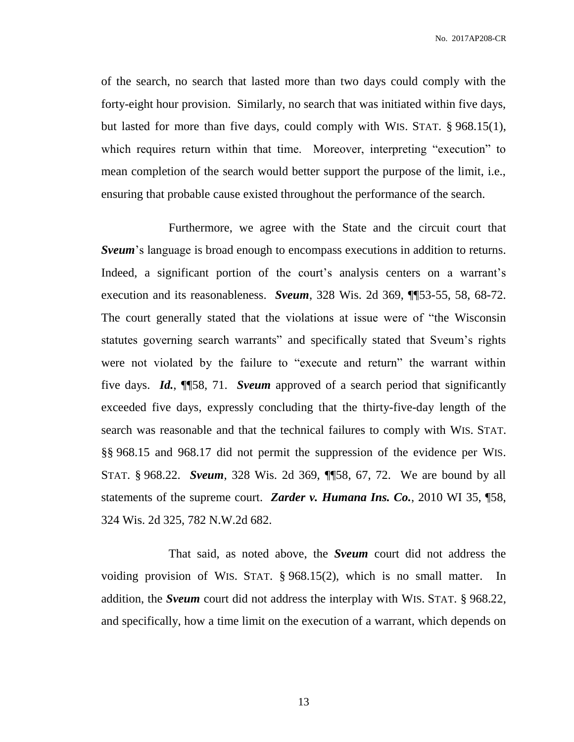of the search, no search that lasted more than two days could comply with the forty-eight hour provision. Similarly, no search that was initiated within five days, but lasted for more than five days, could comply with WIS. STAT. § 968.15(1), which requires return within that time. Moreover, interpreting "execution" to mean completion of the search would better support the purpose of the limit, i.e., ensuring that probable cause existed throughout the performance of the search.

Furthermore, we agree with the State and the circuit court that ***Sveum***'s language is broad enough to encompass executions in addition to returns. Indeed, a significant portion of the court's analysis centers on a warrant's execution and its reasonableness. ***Sveum***, 328 Wis. 2d 369, ¶¶53-55, 58, 68-72. The court generally stated that the violations at issue were of "the Wisconsin statutes governing search warrants" and specifically stated that Sveum's rights were not violated by the failure to "execute and return" the warrant within five days. ***Id.***, ¶¶58, 71. ***Sveum*** approved of a search period that significantly exceeded five days, expressly concluding that the thirty-five-day length of the search was reasonable and that the technical failures to comply with WIS. STAT. §§ 968.15 and 968.17 did not permit the suppression of the evidence per WIS. STAT. § 968.22. ***Sveum***, 328 Wis. 2d 369, ¶¶58, 67, 72. We are bound by all statements of the supreme court. ***Zarder v. Humana Ins. Co.***, 2010 WI 35, ¶58, 324 Wis. 2d 325, 782 N.W.2d 682.

That said, as noted above, the ***Sveum*** court did not address the voiding provision of WIS. STAT. § 968.15(2), which is no small matter. In addition, the ***Sveum*** court did not address the interplay with WIS. STAT. § 968.22, and specifically, how a time limit on the execution of a warrant, which depends on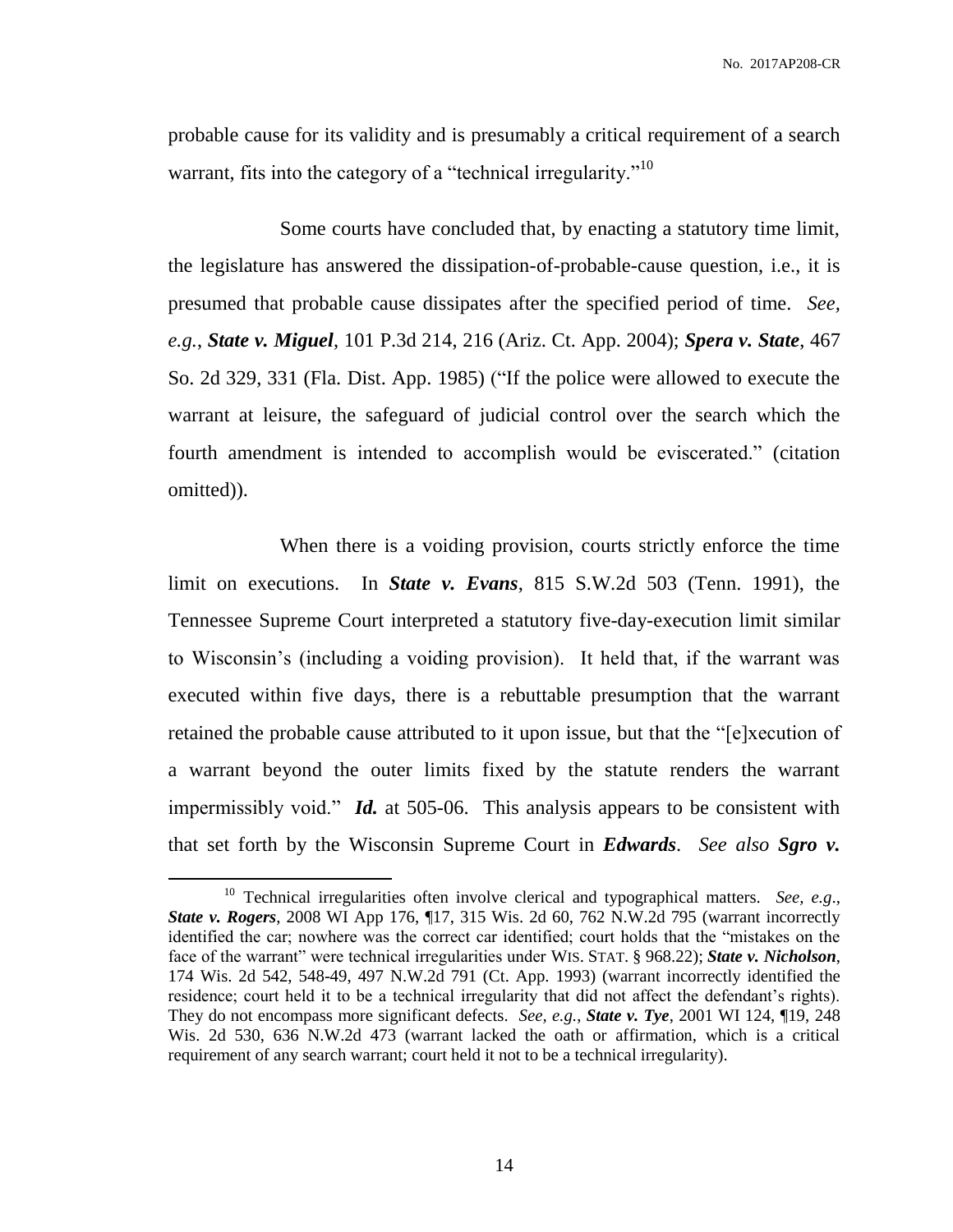probable cause for its validity and is presumably a critical requirement of a search warrant, fits into the category of a "technical irregularity."[10]

Some courts have concluded that, by enacting a statutory time limit, the legislature has answered the dissipation-of-probable-cause question, i.e., it is presumed that probable cause dissipates after the specified period of time. *See, e.g.*, ***State v. Miguel***, 101 P.3d 214, 216 (Ariz. Ct. App. 2004); ***Spera v. State***, 467 So. 2d 329, 331 (Fla. Dist. App. 1985) ("If the police were allowed to execute the warrant at leisure, the safeguard of judicial control over the search which the fourth amendment is intended to accomplish would be eviscerated." (citation omitted)).

When there is a voiding provision, courts strictly enforce the time limit on executions. In ***State v. Evans***, 815 S.W.2d 503 (Tenn. 1991), the Tennessee Supreme Court interpreted a statutory five-day-execution limit similar to Wisconsin's (including a voiding provision). It held that, if the warrant was executed within five days, there is a rebuttable presumption that the warrant retained the probable cause attributed to it upon issue, but that the "[e]xecution of a warrant beyond the outer limits fixed by the statute renders the warrant impermissibly void." ***Id.*** at 505-06. This analysis appears to be consistent with that set forth by the Wisconsin Supreme Court in ***Edwards***. *See also* ***Sgro v.***

---

[10] Technical irregularities often involve clerical and typographical matters. *See, e.g.*, ***State v. Rogers***, 2008 WI App 176, ¶17, 315 Wis. 2d 60, 762 N.W.2d 795 (warrant incorrectly identified the car; nowhere was the correct car identified; court holds that the "mistakes on the face of the warrant" were technical irregularities under WIS. STAT. § 968.22); ***State v. Nicholson***, 174 Wis. 2d 542, 548-49, 497 N.W.2d 791 (Ct. App. 1993) (warrant incorrectly identified the residence; court held it to be a technical irregularity that did not affect the defendant's rights). They do not encompass more significant defects. *See, e.g.*, ***State v. Tye***, 2001 WI 124, ¶19, 248 Wis. 2d 530, 636 N.W.2d 473 (warrant lacked the oath or affirmation, which is a critical requirement of any search warrant; court held it not to be a technical irregularity).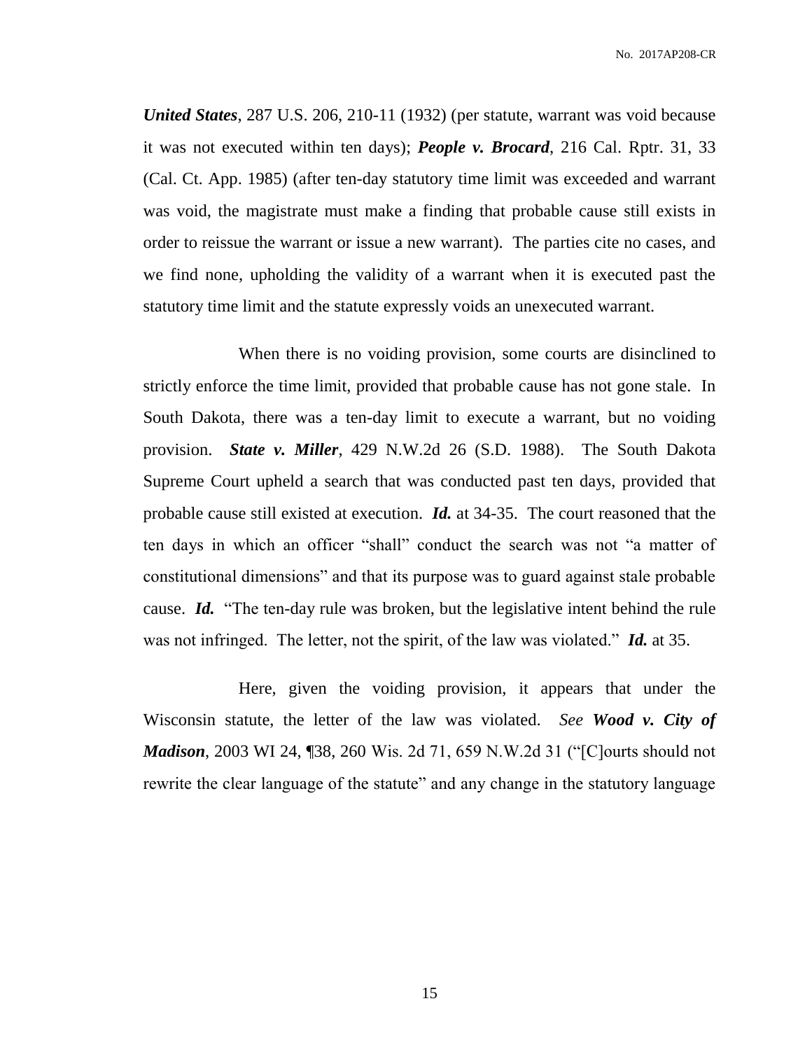***United States***, 287 U.S. 206, 210-11 (1932) (per statute, warrant was void because it was not executed within ten days); ***People v. Brocard***, 216 Cal. Rptr. 31, 33 (Cal. Ct. App. 1985) (after ten-day statutory time limit was exceeded and warrant was void, the magistrate must make a finding that probable cause still exists in order to reissue the warrant or issue a new warrant). The parties cite no cases, and we find none, upholding the validity of a warrant when it is executed past the statutory time limit and the statute expressly voids an unexecuted warrant.

When there is no voiding provision, some courts are disinclined to strictly enforce the time limit, provided that probable cause has not gone stale. In South Dakota, there was a ten-day limit to execute a warrant, but no voiding provision. ***State v. Miller***, 429 N.W.2d 26 (S.D. 1988). The South Dakota Supreme Court upheld a search that was conducted past ten days, provided that probable cause still existed at execution. ***Id.*** at 34-35. The court reasoned that the ten days in which an officer "shall" conduct the search was not "a matter of constitutional dimensions" and that its purpose was to guard against stale probable cause. ***Id.*** "The ten-day rule was broken, but the legislative intent behind the rule was not infringed. The letter, not the spirit, of the law was violated." ***Id.*** at 35.

Here, given the voiding provision, it appears that under the Wisconsin statute, the letter of the law was violated. *See* ***Wood v. City of Madison***, 2003 WI 24, ¶38, 260 Wis. 2d 71, 659 N.W.2d 31 ("[C]ourts should not rewrite the clear language of the statute" and any change in the statutory language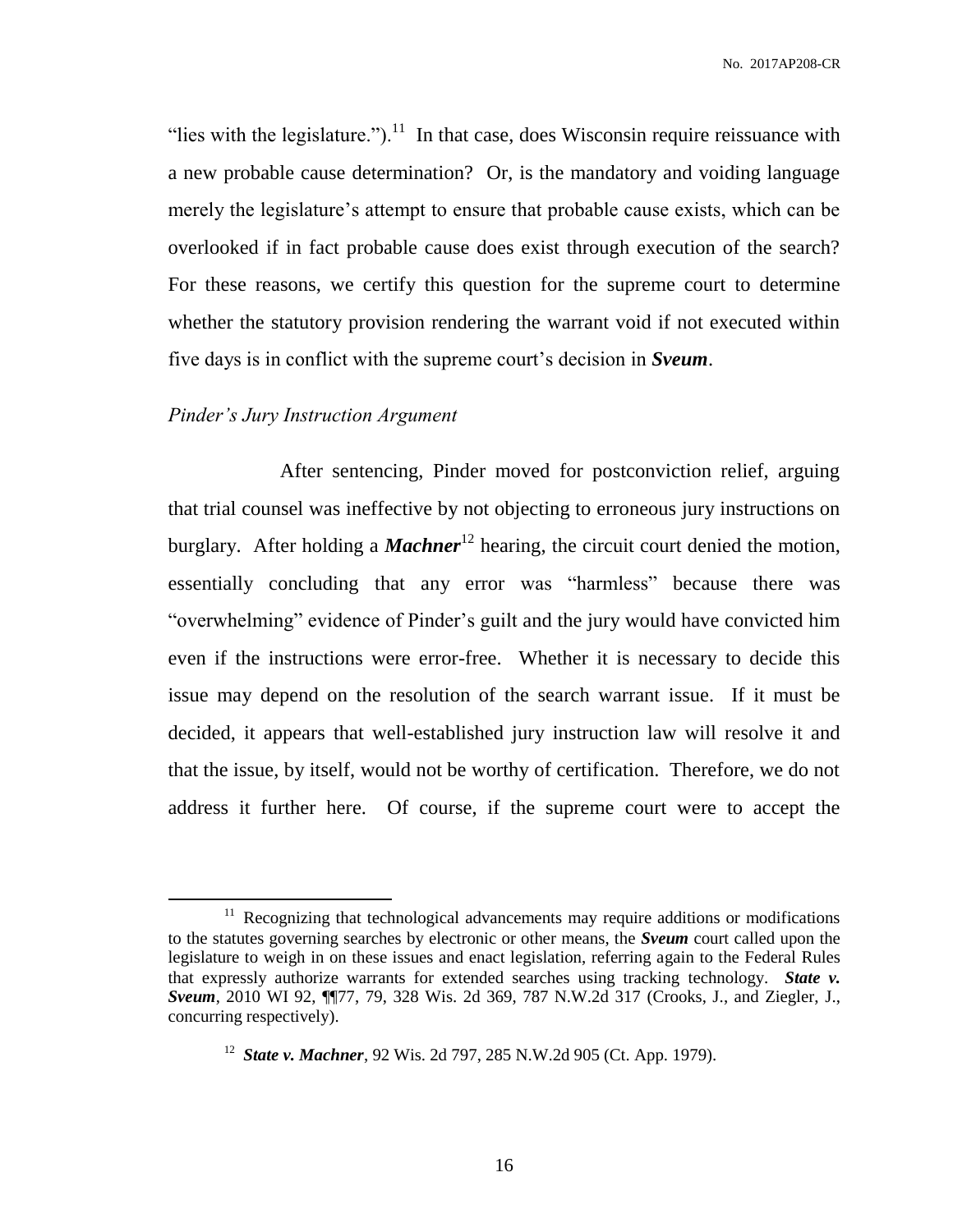"lies with the legislature.").[11] In that case, does Wisconsin require reissuance with a new probable cause determination? Or, is the mandatory and voiding language merely the legislature's attempt to ensure that probable cause exists, which can be overlooked if in fact probable cause does exist through execution of the search? For these reasons, we certify this question for the supreme court to determine whether the statutory provision rendering the warrant void if not executed within five days is in conflict with the supreme court's decision in ***Sveum***.

*Pinder's Jury Instruction Argument*

After sentencing, Pinder moved for postconviction relief, arguing that trial counsel was ineffective by not objecting to erroneous jury instructions on burglary. After holding a ***Machner***[12] hearing, the circuit court denied the motion, essentially concluding that any error was "harmless" because there was "overwhelming" evidence of Pinder's guilt and the jury would have convicted him even if the instructions were error-free. Whether it is necessary to decide this issue may depend on the resolution of the search warrant issue. If it must be decided, it appears that well-established jury instruction law will resolve it and that the issue, by itself, would not be worthy of certification. Therefore, we do not address it further here. Of course, if the supreme court were to accept the

---

[11] Recognizing that technological advancements may require additions or modifications to the statutes governing searches by electronic or other means, the ***Sveum*** court called upon the legislature to weigh in on these issues and enact legislation, referring again to the Federal Rules that expressly authorize warrants for extended searches using tracking technology. ***State v. Sveum***, 2010 WI 92, ¶¶77, 79, 328 Wis. 2d 369, 787 N.W.2d 317 (Crooks, J., and Ziegler, J., concurring respectively).

[12] ***State v. Machner***, 92 Wis. 2d 797, 285 N.W.2d 905 (Ct. App. 1979).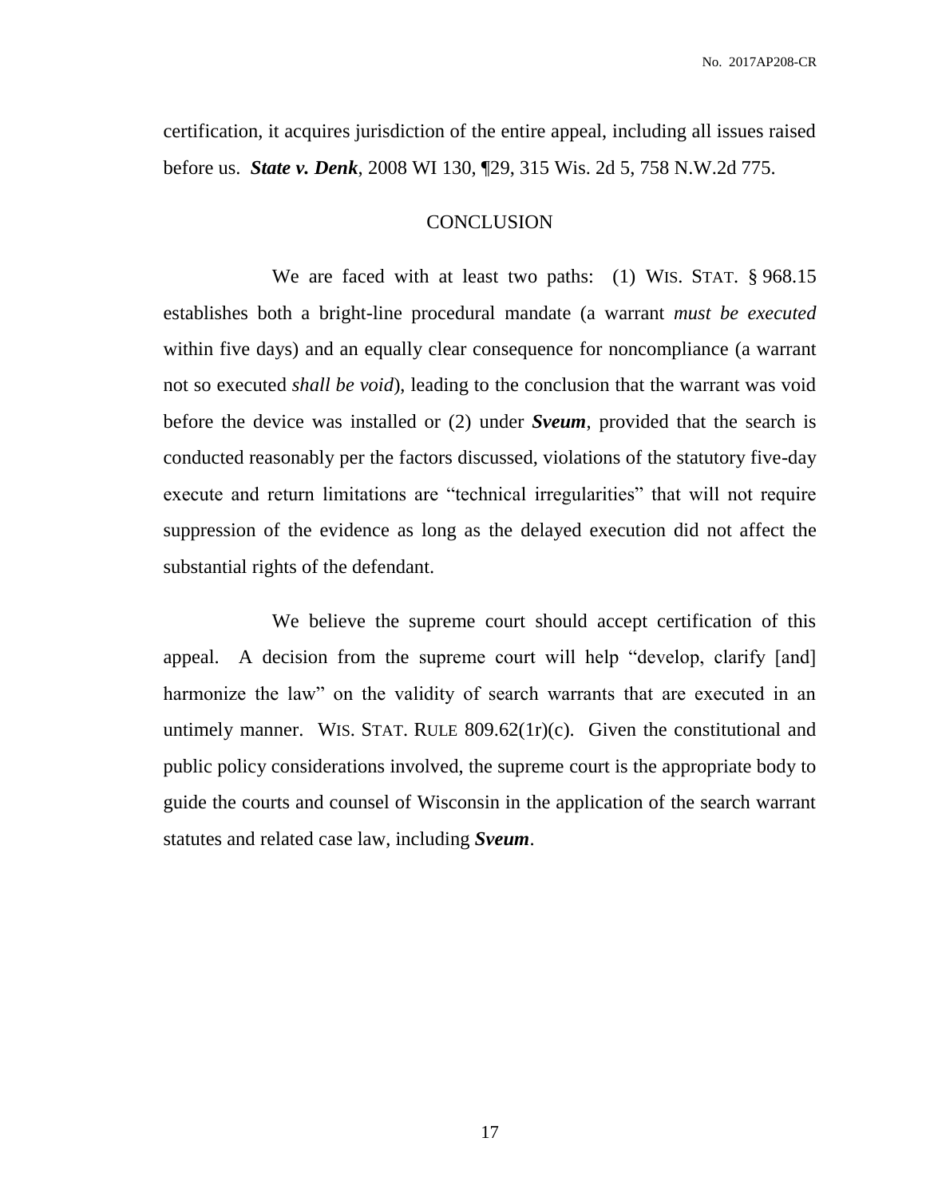certification, it acquires jurisdiction of the entire appeal, including all issues raised before us. ***State v. Denk***, 2008 WI 130, ¶29, 315 Wis. 2d 5, 758 N.W.2d 775.

## CONCLUSION

We are faced with at least two paths: (1) WIS. STAT. § 968.15 establishes both a bright-line procedural mandate (a warrant *must be executed* within five days) and an equally clear consequence for noncompliance (a warrant not so executed *shall be void*), leading to the conclusion that the warrant was void before the device was installed or (2) under ***Sveum***, provided that the search is conducted reasonably per the factors discussed, violations of the statutory five-day execute and return limitations are "technical irregularities" that will not require suppression of the evidence as long as the delayed execution did not affect the substantial rights of the defendant.

We believe the supreme court should accept certification of this appeal. A decision from the supreme court will help "develop, clarify [and] harmonize the law" on the validity of search warrants that are executed in an untimely manner. WIS. STAT. RULE 809.62(1r)(c). Given the constitutional and public policy considerations involved, the supreme court is the appropriate body to guide the courts and counsel of Wisconsin in the application of the search warrant statutes and related case law, including ***Sveum***.